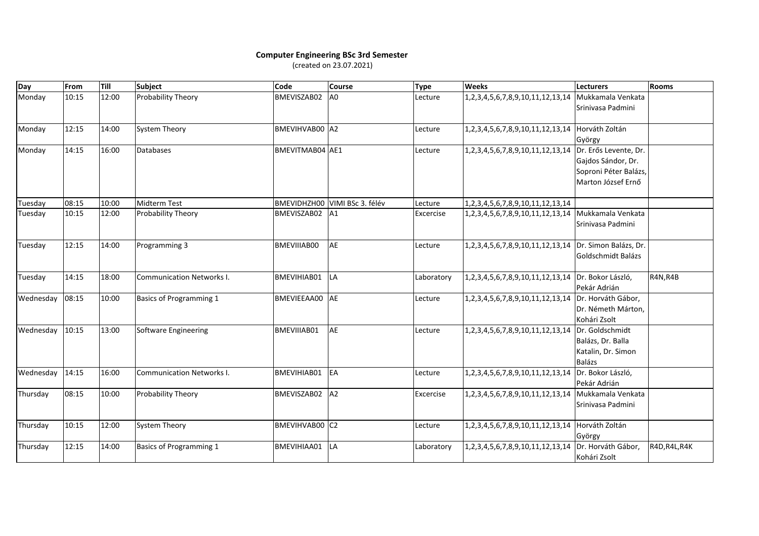**Computer Engineering BSc 3rd Semester**

(created on 23.07.2021)

| Day | From | Till | Subject | Code | Course | Type | Weeks | Lecturers | Rooms |
|---|---|---|---|---|---|---|---|---|---|
| Monday | 10:15 | 12:00 | Probability Theory | BMEVISZAB02 | A0 | Lecture | 1,2,3,4,5,6,7,8,9,10,11,12,13,14 | Mukkamala Venkata Srinivasa Padmini | |
| Monday | 12:15 | 14:00 | System Theory | BMEVIHVAB00 | A2 | Lecture | 1,2,3,4,5,6,7,8,9,10,11,12,13,14 | Horváth Zoltán György | |
| Monday | 14:15 | 16:00 | Databases | BMEVITMAB04 | AE1 | Lecture | 1,2,3,4,5,6,7,8,9,10,11,12,13,14 | Dr. Erős Levente, Dr. Gajdos Sándor, Dr. Soproni Péter Balázs, Marton József Ernő | |
| Tuesday | 08:15 | 10:00 | Midterm Test | BMEVIDHZH00 | VIMI BSc 3. félév | Lecture | 1,2,3,4,5,6,7,8,9,10,11,12,13,14 | | |
| Tuesday | 10:15 | 12:00 | Probability Theory | BMEVISZAB02 | A1 | Excercise | 1,2,3,4,5,6,7,8,9,10,11,12,13,14 | Mukkamala Venkata Srinivasa Padmini | |
| Tuesday | 12:15 | 14:00 | Programming 3 | BMEVIIIAB00 | AE | Lecture | 1,2,3,4,5,6,7,8,9,10,11,12,13,14 | Dr. Simon Balázs, Dr. Goldschmidt Balázs | |
| Tuesday | 14:15 | 18:00 | Communication Networks I. | BMEVIHIAB01 | LA | Laboratory | 1,2,3,4,5,6,7,8,9,10,11,12,13,14 | Dr. Bokor László, Pekár Adrián | R4N,R4B |
| Wednesday | 08:15 | 10:00 | Basics of Programming 1 | BMEVIEEAA00 | AE | Lecture | 1,2,3,4,5,6,7,8,9,10,11,12,13,14 | Dr. Horváth Gábor, Dr. Németh Márton, Kohári Zsolt | |
| Wednesday | 10:15 | 13:00 | Software Engineering | BMEVIIIAB01 | AE | Lecture | 1,2,3,4,5,6,7,8,9,10,11,12,13,14 | Dr. Goldschmidt Balázs, Dr. Balla Katalin, Dr. Simon Balázs | |
| Wednesday | 14:15 | 16:00 | Communication Networks I. | BMEVIHIAB01 | EA | Lecture | 1,2,3,4,5,6,7,8,9,10,11,12,13,14 | Dr. Bokor László, Pekár Adrián | |
| Thursday | 08:15 | 10:00 | Probability Theory | BMEVISZAB02 | A2 | Excercise | 1,2,3,4,5,6,7,8,9,10,11,12,13,14 | Mukkamala Venkata Srinivasa Padmini | |
| Thursday | 10:15 | 12:00 | System Theory | BMEVIHVAB00 | C2 | Lecture | 1,2,3,4,5,6,7,8,9,10,11,12,13,14 | Horváth Zoltán György | |
| Thursday | 12:15 | 14:00 | Basics of Programming 1 | BMEVIHIAA01 | LA | Laboratory | 1,2,3,4,5,6,7,8,9,10,11,12,13,14 | Dr. Horváth Gábor, Kohári Zsolt | R4D,R4L,R4K |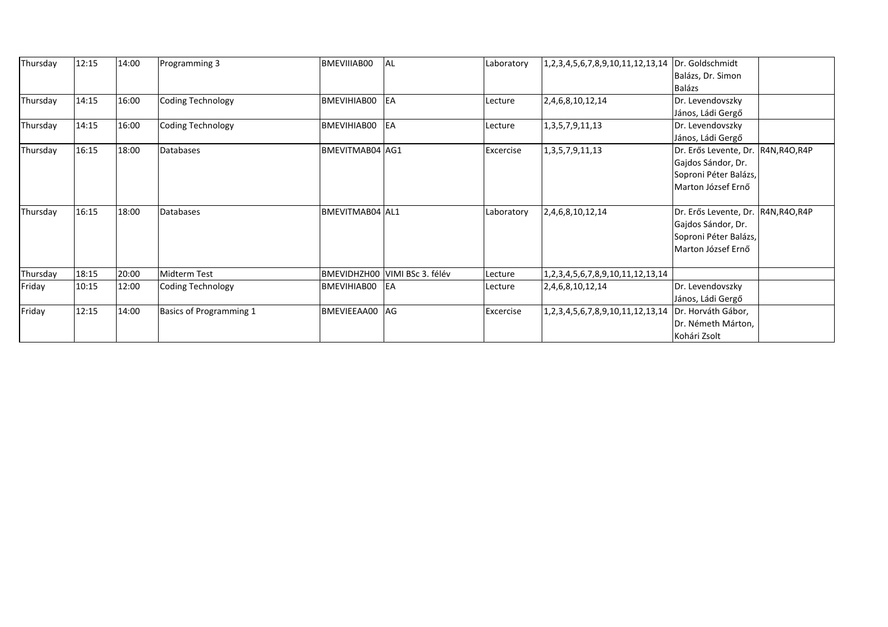| | | | | | | | | | |
|---|---|---|---|---|---|---|---|---|---|
| Thursday | 12:15 | 14:00 | Programming 3 | BMEVIIIAB00 | AL | Laboratory | 1,2,3,4,5,6,7,8,9,10,11,12,13,14 | Dr. Goldschmidt Balázs, Dr. Simon Balázs | |
| Thursday | 14:15 | 16:00 | Coding Technology | BMEVIHIAB00 | EA | Lecture | 2,4,6,8,10,12,14 | Dr. Levendovszky János, Ládi Gergő | |
| Thursday | 14:15 | 16:00 | Coding Technology | BMEVIHIAB00 | EA | Lecture | 1,3,5,7,9,11,13 | Dr. Levendovszky János, Ládi Gergő | |
| Thursday | 16:15 | 18:00 | Databases | BMEVITMAB04 | AG1 | Excercise | 1,3,5,7,9,11,13 | Dr. Erős Levente, Dr. Gajdos Sándor, Dr. Soproni Péter Balázs, Marton József Ernő | R4N,R4O,R4P |
| Thursday | 16:15 | 18:00 | Databases | BMEVITMAB04 | AL1 | Laboratory | 2,4,6,8,10,12,14 | Dr. Erős Levente, Dr. Gajdos Sándor, Dr. Soproni Péter Balázs, Marton József Ernő | R4N,R4O,R4P |
| Thursday | 18:15 | 20:00 | Midterm Test | BMEVIDHZH00 | VIMI BSc 3. félév | Lecture | 1,2,3,4,5,6,7,8,9,10,11,12,13,14 | | |
| Friday | 10:15 | 12:00 | Coding Technology | BMEVIHIAB00 | EA | Lecture | 2,4,6,8,10,12,14 | Dr. Levendovszky János, Ládi Gergő | |
| Friday | 12:15 | 14:00 | Basics of Programming 1 | BMEVIEEAA00 | AG | Excercise | 1,2,3,4,5,6,7,8,9,10,11,12,13,14 | Dr. Horváth Gábor, Dr. Németh Márton, Kohári Zsolt | |